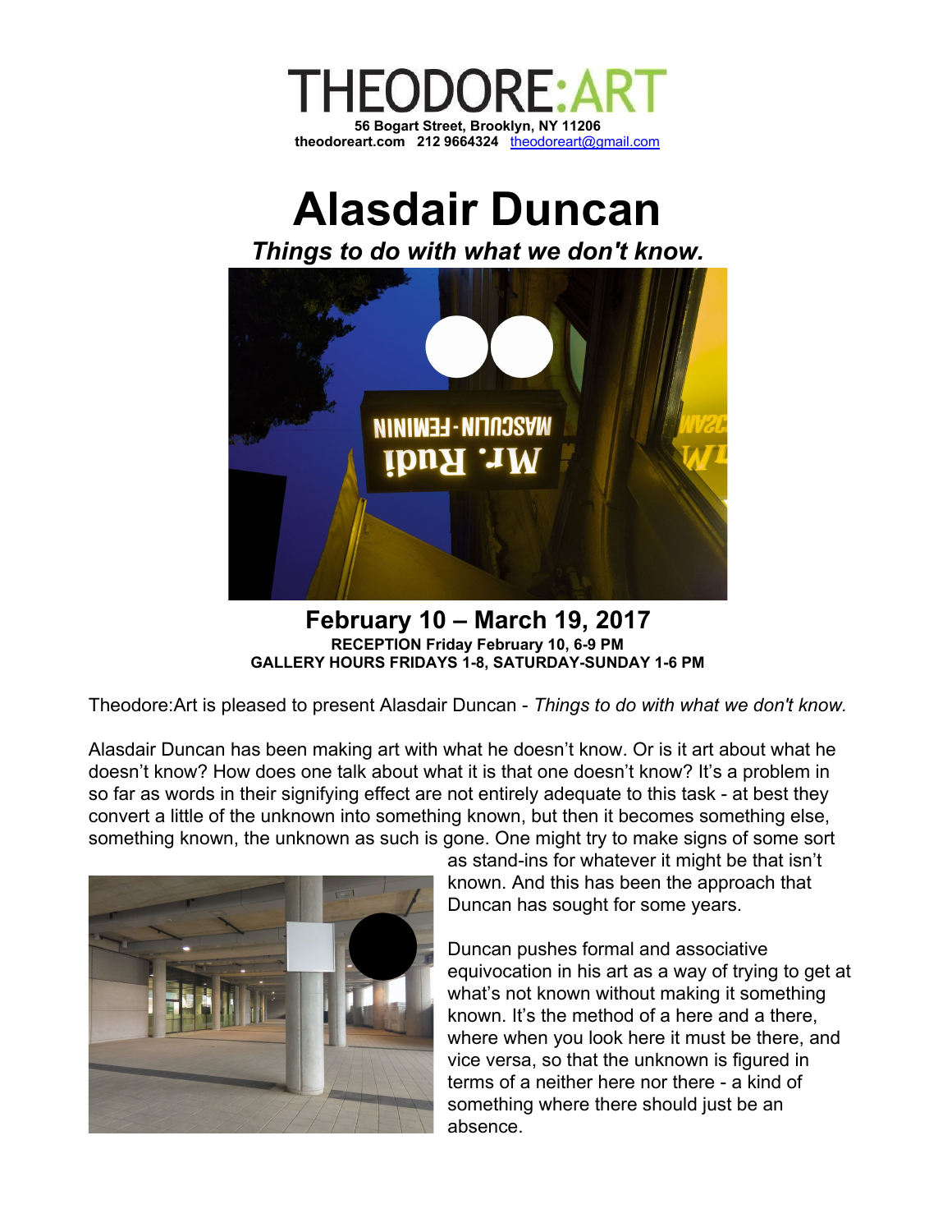THEODORE:ART

**56 Bogart Street, Brooklyn, NY 11206**
**theodoreart.com 212 9664324** theodoreart@gmail.com

# Alasdair Duncan

***Things to do with what we don't know.***

## February 10 – March 19, 2017

**RECEPTION Friday February 10, 6-9 PM**
**GALLERY HOURS FRIDAYS 1-8, SATURDAY-SUNDAY 1-6 PM**

Theodore:Art is pleased to present Alasdair Duncan - *Things to do with what we don't know.*

Alasdair Duncan has been making art with what he doesn't know. Or is it art about what he doesn't know? How does one talk about what it is that one doesn't know? It's a problem in so far as words in their signifying effect are not entirely adequate to this task - at best they convert a little of the unknown into something known, but then it becomes something else, something known, the unknown as such is gone. One might try to make signs of some sort as stand-ins for whatever it might be that isn't known. And this has been the approach that Duncan has sought for some years.

Duncan pushes formal and associative equivocation in his art as a way of trying to get at what's not known without making it something known. It's the method of a here and a there, where when you look here it must be there, and vice versa, so that the unknown is figured in terms of a neither here nor there - a kind of something where there should just be an absence.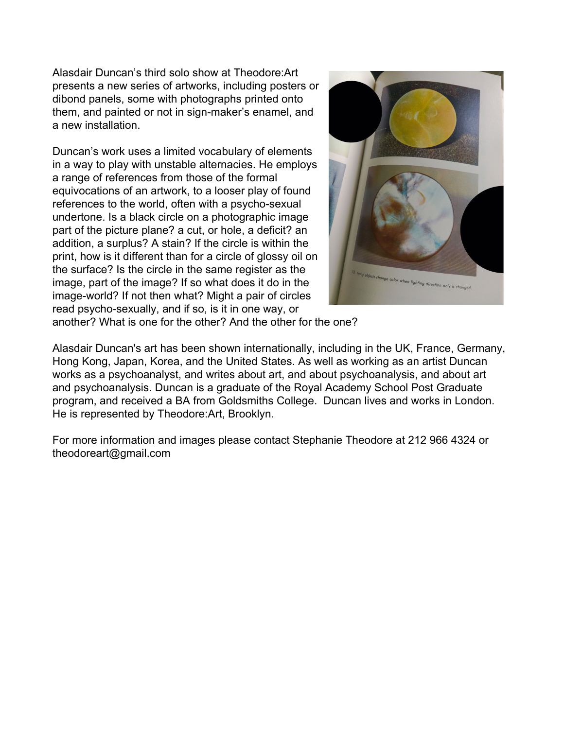Alasdair Duncan's third solo show at Theodore:Art presents a new series of artworks, including posters or dibond panels, some with photographs printed onto them, and painted or not in sign-maker's enamel, and a new installation.

Duncan's work uses a limited vocabulary of elements in a way to play with unstable alternacies. He employs a range of references from those of the formal equivocations of an artwork, to a looser play of found references to the world, often with a psycho-sexual undertone. Is a black circle on a photographic image part of the picture plane? a cut, or hole, a deficit? an addition, a surplus? A stain? If the circle is within the print, how is it different than for a circle of glossy oil on the surface? Is the circle in the same register as the image, part of the image? If so what does it do in the image-world? If not then what? Might a pair of circles read psycho-sexually, and if so, is it in one way, or another? What is one for the other? And the other for the one?

Alasdair Duncan's art has been shown internationally, including in the UK, France, Germany, Hong Kong, Japan, Korea, and the United States. As well as working as an artist Duncan works as a psychoanalyst, and writes about art, and about psychoanalysis, and about art and psychoanalysis. Duncan is a graduate of the Royal Academy School Post Graduate program, and received a BA from Goldsmiths College. Duncan lives and works in London. He is represented by Theodore:Art, Brooklyn.

For more information and images please contact Stephanie Theodore at 212 966 4324 or theodoreart@gmail.com